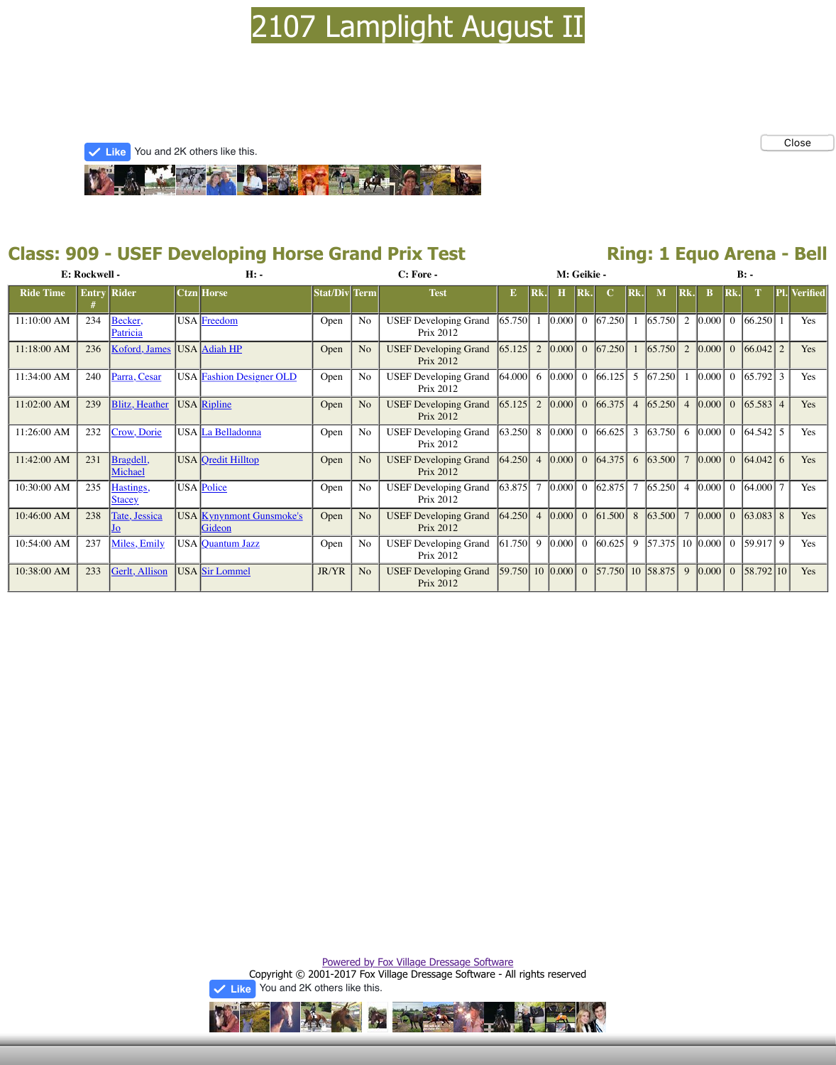# 2107 Lamplight August II

Like You and 2K others like this.

Close

## Class: 909 - USEF Developing Horse Grand Prix Test

## Ring: 1 Equo Arena - Bell

E: Rockwell - H: - C: Fore - M: Geikie - B: -

| Ride Time | Entry # | Rider | Ctzn | Horse | Stat/Div | Term | Test | E | Rk. | H | Rk. | C | Rk. | M | Rk. | B | Rk. | T | Pl. | Verified |
|---|---|---|---|---|---|---|---|---|---|---|---|---|---|---|---|---|---|---|---|---|
| 11:10:00 AM | 234 | Becker, Patricia | USA | Freedom | Open | No | USEF Developing Grand Prix 2012 | 65.750 | 1 | 0.000 | 0 | 67.250 | 1 | 65.750 | 2 | 0.000 | 0 | 66.250 | 1 | Yes |
| 11:18:00 AM | 236 | Koford, James | USA | Adiah HP | Open | No | USEF Developing Grand Prix 2012 | 65.125 | 2 | 0.000 | 0 | 67.250 | 1 | 65.750 | 2 | 0.000 | 0 | 66.042 | 2 | Yes |
| 11:34:00 AM | 240 | Parra, Cesar | USA | Fashion Designer OLD | Open | No | USEF Developing Grand Prix 2012 | 64.000 | 6 | 0.000 | 0 | 66.125 | 5 | 67.250 | 1 | 0.000 | 0 | 65.792 | 3 | Yes |
| 11:02:00 AM | 239 | Blitz, Heather | USA | Ripline | Open | No | USEF Developing Grand Prix 2012 | 65.125 | 2 | 0.000 | 0 | 66.375 | 4 | 65.250 | 4 | 0.000 | 0 | 65.583 | 4 | Yes |
| 11:26:00 AM | 232 | Crow, Dorie | USA | La Belladonna | Open | No | USEF Developing Grand Prix 2012 | 63.250 | 8 | 0.000 | 0 | 66.625 | 3 | 63.750 | 6 | 0.000 | 0 | 64.542 | 5 | Yes |
| 11:42:00 AM | 231 | Bragdell, Michael | USA | Qredit Hilltop | Open | No | USEF Developing Grand Prix 2012 | 64.250 | 4 | 0.000 | 0 | 64.375 | 6 | 63.500 | 7 | 0.000 | 0 | 64.042 | 6 | Yes |
| 10:30:00 AM | 235 | Hastings, Stacey | USA | Police | Open | No | USEF Developing Grand Prix 2012 | 63.875 | 7 | 0.000 | 0 | 62.875 | 7 | 65.250 | 4 | 0.000 | 0 | 64.000 | 7 | Yes |
| 10:46:00 AM | 238 | Tate, Jessica Jo | USA | Kynynmont Gunsmoke's Gideon | Open | No | USEF Developing Grand Prix 2012 | 64.250 | 4 | 0.000 | 0 | 61.500 | 8 | 63.500 | 7 | 0.000 | 0 | 63.083 | 8 | Yes |
| 10:54:00 AM | 237 | Miles, Emily | USA | Quantum Jazz | Open | No | USEF Developing Grand Prix 2012 | 61.750 | 9 | 0.000 | 0 | 60.625 | 9 | 57.375 | 10 | 0.000 | 0 | 59.917 | 9 | Yes |
| 10:38:00 AM | 233 | Gerlt, Allison | USA | Sir Lommel | JR/YR | No | USEF Developing Grand Prix 2012 | 59.750 | 10 | 0.000 | 0 | 57.750 | 10 | 58.875 | 9 | 0.000 | 0 | 58.792 | 10 | Yes |

Powered by Fox Village Dressage Software

Copyright © 2001-2017 Fox Village Dressage Software - All rights reserved

Like You and 2K others like this.